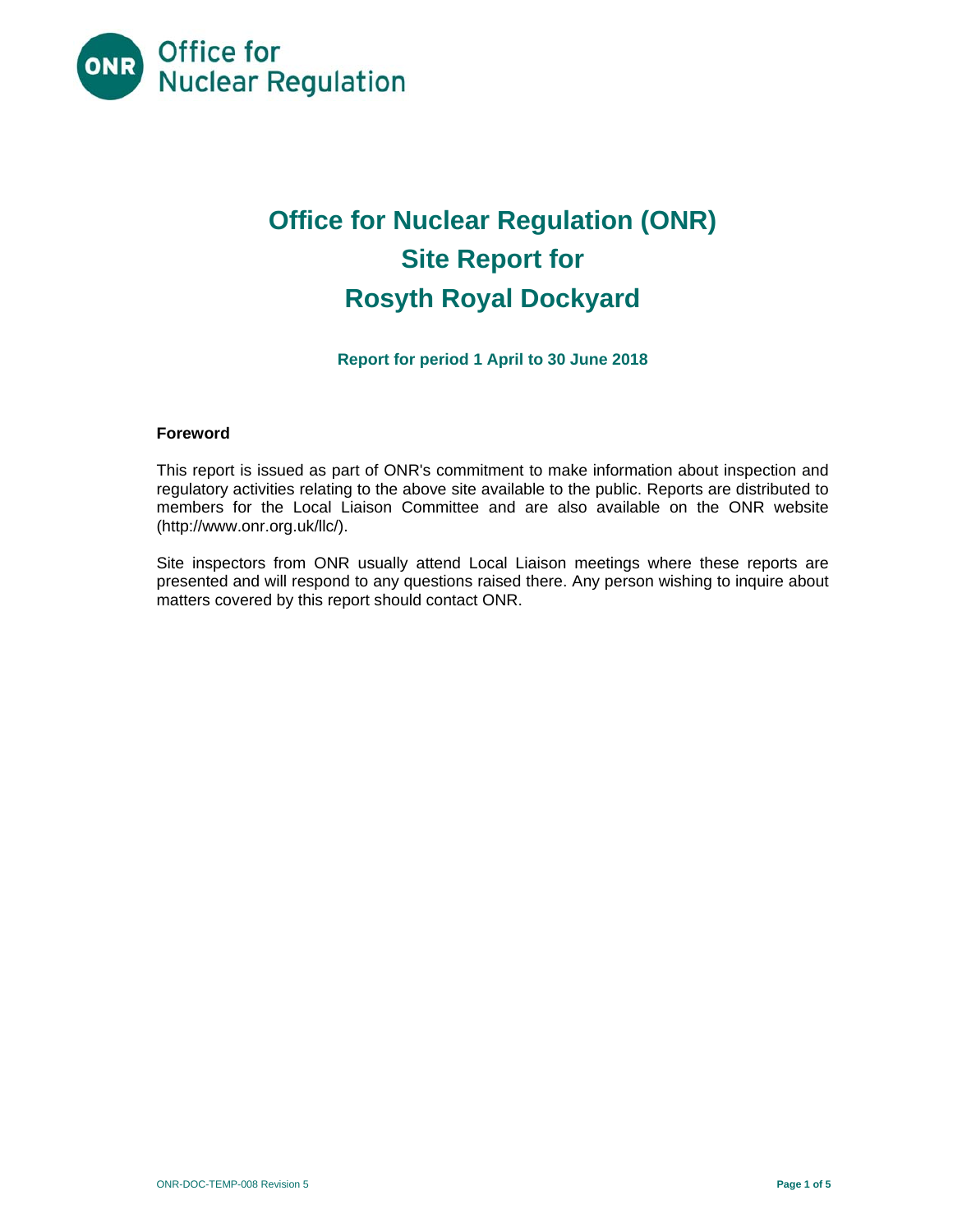# Office for Nuclear Regulation (ONR)
# Site Report for
# Rosyth Royal Dockyard

**Report for period 1 April to 30 June 2018**

**Foreword**

This report is issued as part of ONR's commitment to make information about inspection and regulatory activities relating to the above site available to the public. Reports are distributed to members for the Local Liaison Committee and are also available on the ONR website (http://www.onr.org.uk/llc/).

Site inspectors from ONR usually attend Local Liaison meetings where these reports are presented and will respond to any questions raised there. Any person wishing to inquire about matters covered by this report should contact ONR.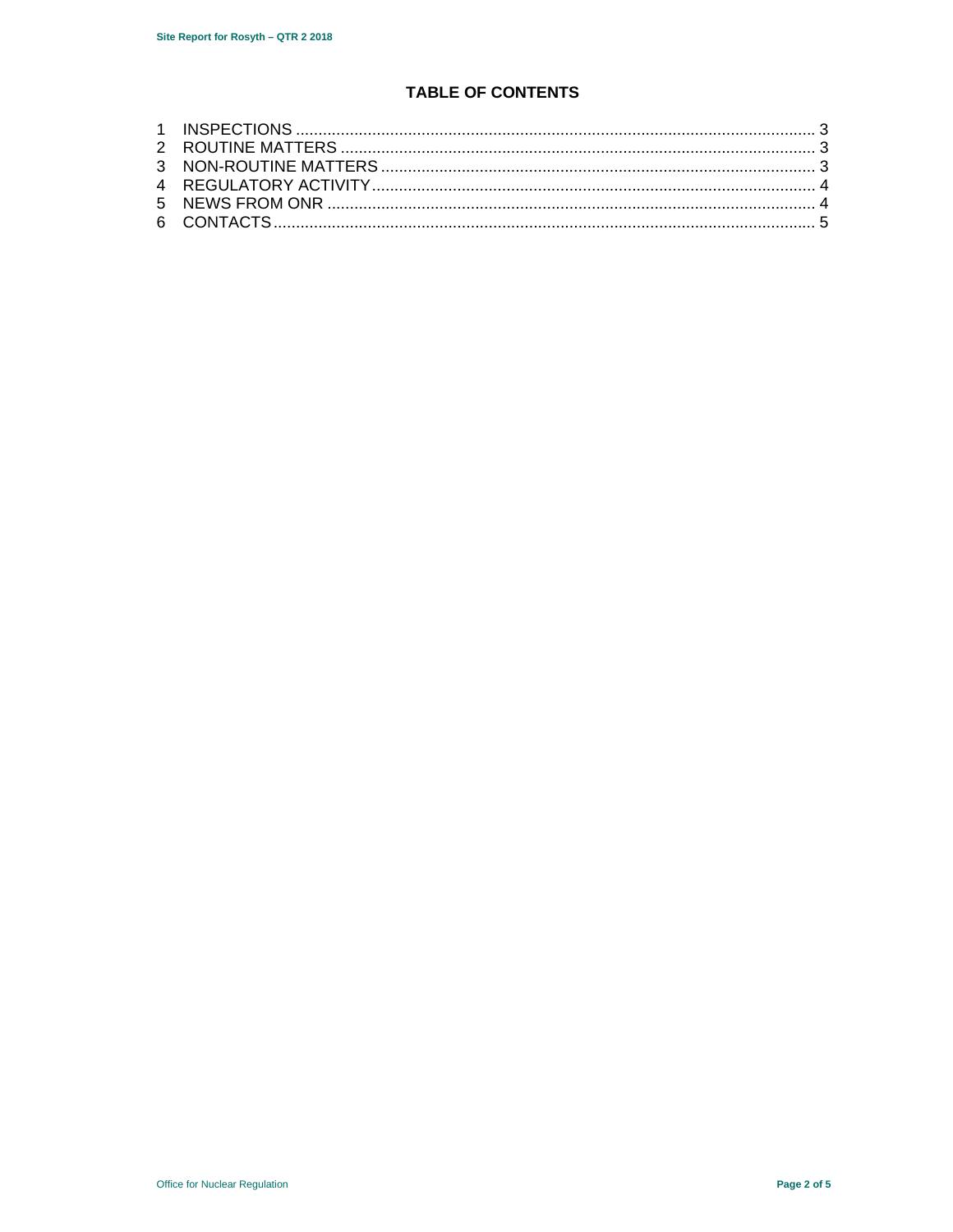# TABLE OF CONTENTS

1 INSPECTIONS .................................................................................................................. 3
2 ROUTINE MATTERS ........................................................................................................ 3
3 NON-ROUTINE MATTERS ................................................................................................ 3
4 REGULATORY ACTIVITY.................................................................................................. 4
5 NEWS FROM ONR ........................................................................................................... 4
6 CONTACTS....................................................................................................................... 5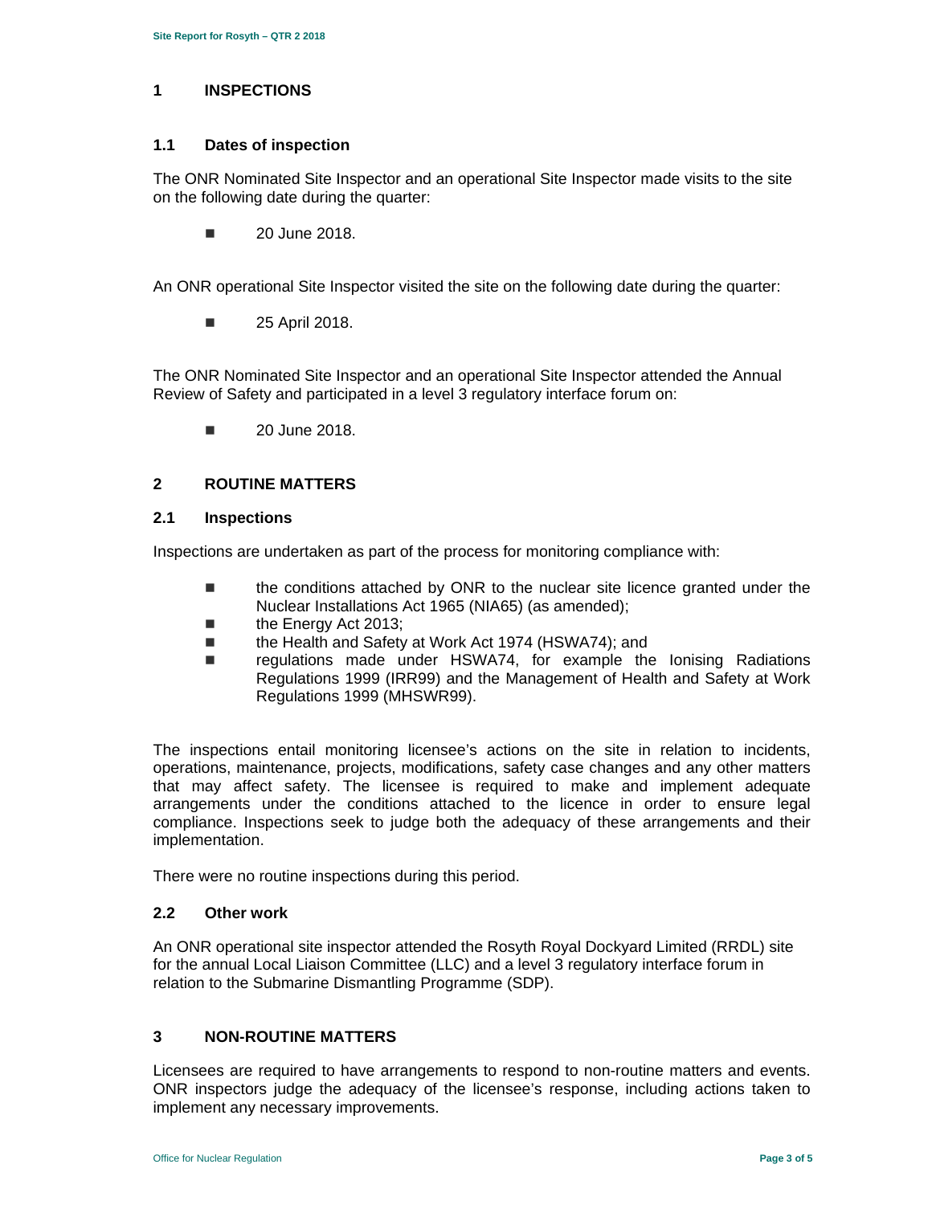## 1 INSPECTIONS

### 1.1 Dates of inspection

The ONR Nominated Site Inspector and an operational Site Inspector made visits to the site on the following date during the quarter:

- 20 June 2018.

An ONR operational Site Inspector visited the site on the following date during the quarter:

- 25 April 2018.

The ONR Nominated Site Inspector and an operational Site Inspector attended the Annual Review of Safety and participated in a level 3 regulatory interface forum on:

- 20 June 2018.

## 2 ROUTINE MATTERS

### 2.1 Inspections

Inspections are undertaken as part of the process for monitoring compliance with:

- the conditions attached by ONR to the nuclear site licence granted under the Nuclear Installations Act 1965 (NIA65) (as amended);
- the Energy Act 2013;
- the Health and Safety at Work Act 1974 (HSWA74); and
- regulations made under HSWA74, for example the Ionising Radiations Regulations 1999 (IRR99) and the Management of Health and Safety at Work Regulations 1999 (MHSWR99).

The inspections entail monitoring licensee's actions on the site in relation to incidents, operations, maintenance, projects, modifications, safety case changes and any other matters that may affect safety. The licensee is required to make and implement adequate arrangements under the conditions attached to the licence in order to ensure legal compliance. Inspections seek to judge both the adequacy of these arrangements and their implementation.

There were no routine inspections during this period.

### 2.2 Other work

An ONR operational site inspector attended the Rosyth Royal Dockyard Limited (RRDL) site for the annual Local Liaison Committee (LLC) and a level 3 regulatory interface forum in relation to the Submarine Dismantling Programme (SDP).

## 3 NON-ROUTINE MATTERS

Licensees are required to have arrangements to respond to non-routine matters and events. ONR inspectors judge the adequacy of the licensee's response, including actions taken to implement any necessary improvements.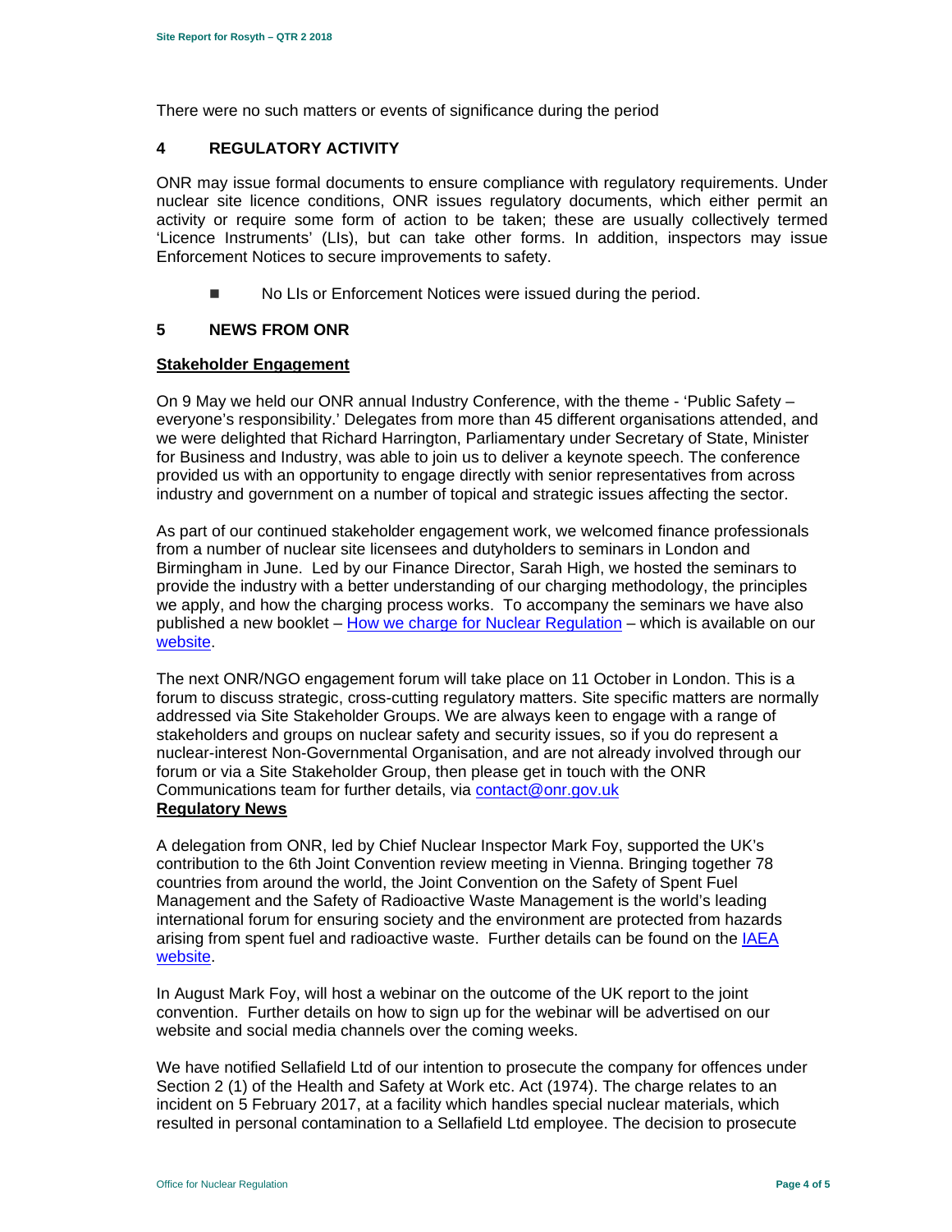There were no such matters or events of significance during the period

## 4 REGULATORY ACTIVITY

ONR may issue formal documents to ensure compliance with regulatory requirements. Under nuclear site licence conditions, ONR issues regulatory documents, which either permit an activity or require some form of action to be taken; these are usually collectively termed 'Licence Instruments' (LIs), but can take other forms. In addition, inspectors may issue Enforcement Notices to secure improvements to safety.

- No LIs or Enforcement Notices were issued during the period.

## 5 NEWS FROM ONR

### Stakeholder Engagement

On 9 May we held our ONR annual Industry Conference, with the theme - 'Public Safety – everyone's responsibility.' Delegates from more than 45 different organisations attended, and we were delighted that Richard Harrington, Parliamentary under Secretary of State, Minister for Business and Industry, was able to join us to deliver a keynote speech. The conference provided us with an opportunity to engage directly with senior representatives from across industry and government on a number of topical and strategic issues affecting the sector.

As part of our continued stakeholder engagement work, we welcomed finance professionals from a number of nuclear site licensees and dutyholders to seminars in London and Birmingham in June. Led by our Finance Director, Sarah High, we hosted the seminars to provide the industry with a better understanding of our charging methodology, the principles we apply, and how the charging process works. To accompany the seminars we have also published a new booklet – How we charge for Nuclear Regulation – which is available on our website.

The next ONR/NGO engagement forum will take place on 11 October in London. This is a forum to discuss strategic, cross-cutting regulatory matters. Site specific matters are normally addressed via Site Stakeholder Groups. We are always keen to engage with a range of stakeholders and groups on nuclear safety and security issues, so if you do represent a nuclear-interest Non-Governmental Organisation, and are not already involved through our forum or via a Site Stakeholder Group, then please get in touch with the ONR Communications team for further details, via contact@onr.gov.uk

### Regulatory News

A delegation from ONR, led by Chief Nuclear Inspector Mark Foy, supported the UK's contribution to the 6th Joint Convention review meeting in Vienna. Bringing together 78 countries from around the world, the Joint Convention on the Safety of Spent Fuel Management and the Safety of Radioactive Waste Management is the world's leading international forum for ensuring society and the environment are protected from hazards arising from spent fuel and radioactive waste. Further details can be found on the IAEA website.

In August Mark Foy, will host a webinar on the outcome of the UK report to the joint convention. Further details on how to sign up for the webinar will be advertised on our website and social media channels over the coming weeks.

We have notified Sellafield Ltd of our intention to prosecute the company for offences under Section 2 (1) of the Health and Safety at Work etc. Act (1974). The charge relates to an incident on 5 February 2017, at a facility which handles special nuclear materials, which resulted in personal contamination to a Sellafield Ltd employee. The decision to prosecute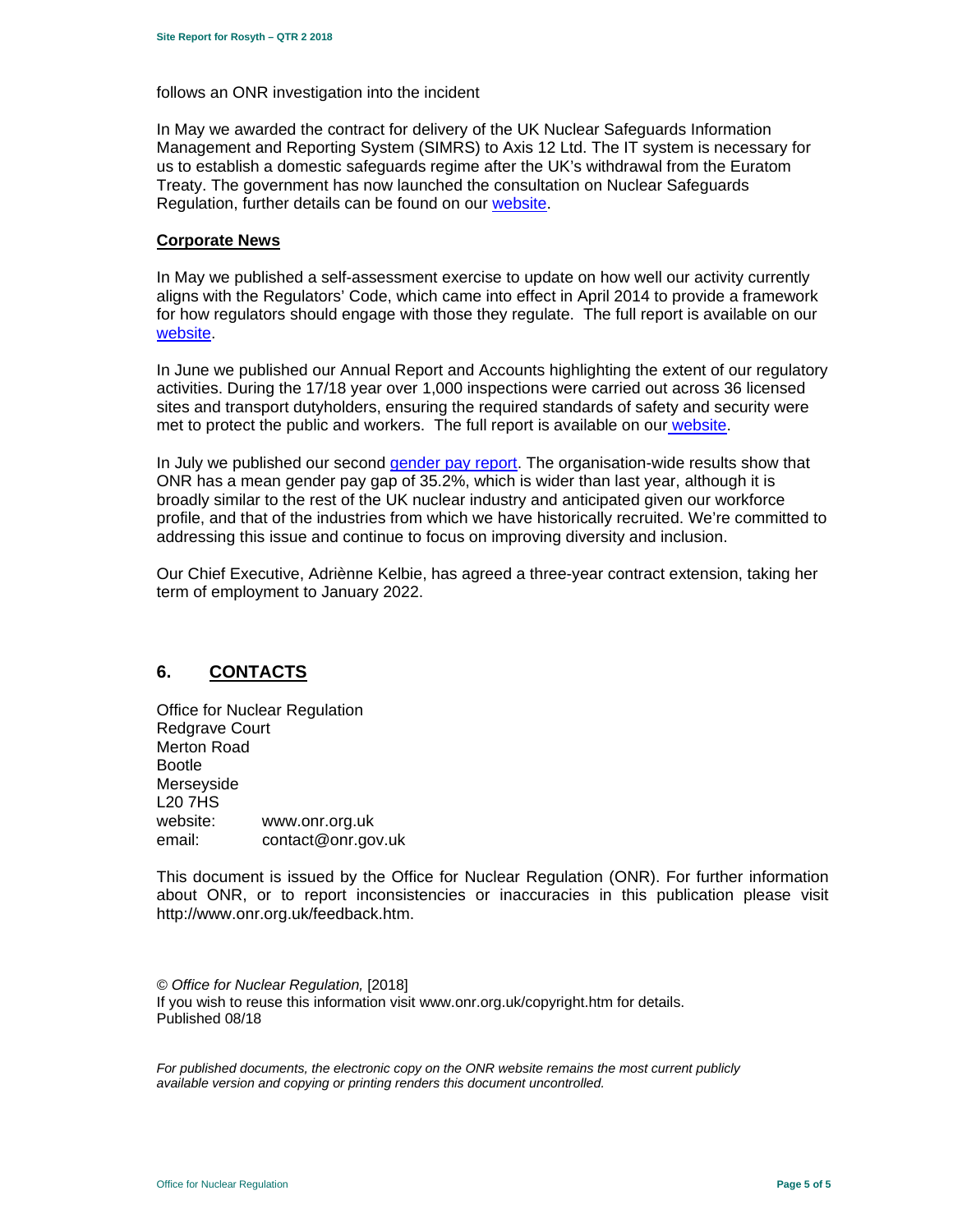follows an ONR investigation into the incident

In May we awarded the contract for delivery of the UK Nuclear Safeguards Information Management and Reporting System (SIMRS) to Axis 12 Ltd. The IT system is necessary for us to establish a domestic safeguards regime after the UK's withdrawal from the Euratom Treaty. The government has now launched the consultation on Nuclear Safeguards Regulation, further details can be found on our website.

**Corporate News**

In May we published a self-assessment exercise to update on how well our activity currently aligns with the Regulators' Code, which came into effect in April 2014 to provide a framework for how regulators should engage with those they regulate. The full report is available on our website.

In June we published our Annual Report and Accounts highlighting the extent of our regulatory activities. During the 17/18 year over 1,000 inspections were carried out across 36 licensed sites and transport dutyholders, ensuring the required standards of safety and security were met to protect the public and workers. The full report is available on our website.

In July we published our second gender pay report. The organisation-wide results show that ONR has a mean gender pay gap of 35.2%, which is wider than last year, although it is broadly similar to the rest of the UK nuclear industry and anticipated given our workforce profile, and that of the industries from which we have historically recruited. We're committed to addressing this issue and continue to focus on improving diversity and inclusion.

Our Chief Executive, Adriènne Kelbie, has agreed a three-year contract extension, taking her term of employment to January 2022.

## 6. CONTACTS

Office for Nuclear Regulation
Redgrave Court
Merton Road
Bootle
Merseyside
L20 7HS
website: www.onr.org.uk
email: contact@onr.gov.uk

This document is issued by the Office for Nuclear Regulation (ONR). For further information about ONR, or to report inconsistencies or inaccuracies in this publication please visit http://www.onr.org.uk/feedback.htm.

© *Office for Nuclear Regulation,* [2018]
If you wish to reuse this information visit www.onr.org.uk/copyright.htm for details.
Published 08/18

*For published documents, the electronic copy on the ONR website remains the most current publicly available version and copying or printing renders this document uncontrolled.*